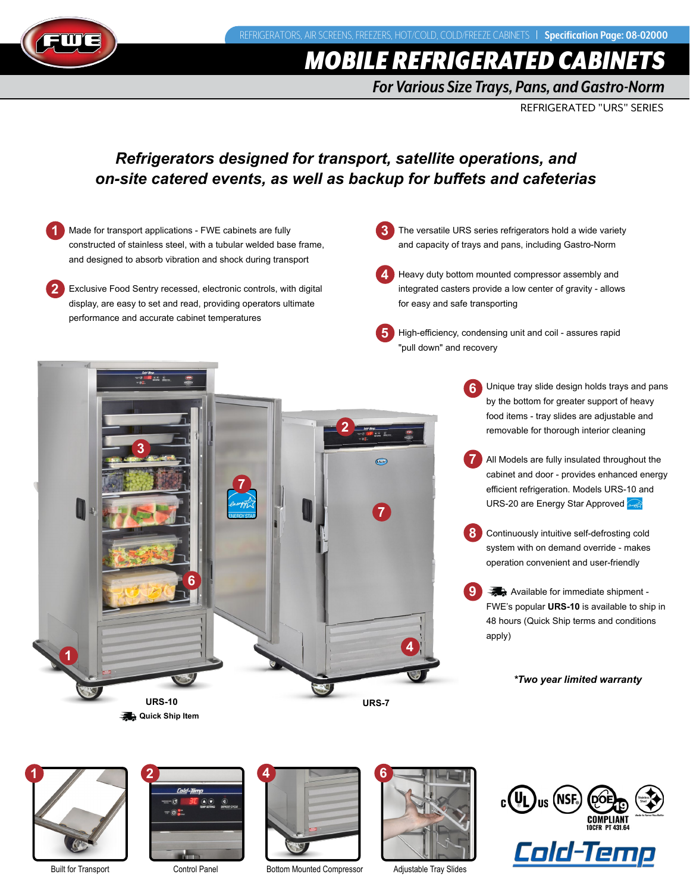REFRIGERATORS, AIR SCREENS, FREEZERS, HOT/COLD, COLD/FREEZE CABINETS | **Specification Page: 08-02000**

# MOBILE REFRIGERATED CABINETS

## *For Various Size Trays, Pans, and Gastro-Norm*

REFRIGERATED "URS" SERIES

### *Refrigerators designed for transport, satellite operations, and on-site catered events, as well as backup for buffets and cafeterias*

1. Made for transport applications - FWE cabinets are fully constructed of stainless steel, with a tubular welded base frame, and designed to absorb vibration and shock during transport
2. Exclusive Food Sentry recessed, electronic controls, with digital display, are easy to set and read, providing operators ultimate performance and accurate cabinet temperatures
3. The versatile URS series refrigerators hold a wide variety and capacity of trays and pans, including Gastro-Norm
4. Heavy duty bottom mounted compressor assembly and integrated casters provide a low center of gravity - allows for easy and safe transporting
5. High-efficiency, condensing unit and coil - assures rapid "pull down" and recovery
6. Unique tray slide design holds trays and pans by the bottom for greater support of heavy food items - tray slides are adjustable and removable for thorough interior cleaning
7. All Models are fully insulated throughout the cabinet and door - provides enhanced energy efficient refrigeration. Models URS-10 and URS-20 are Energy Star Approved
8. Continuously intuitive self-defrosting cold system with on demand override - makes operation convenient and user-friendly
9. Available for immediate shipment - FWE's popular **URS-10** is available to ship in 48 hours (Quick Ship terms and conditions apply)

***Two year limited warranty**

**URS-10**

**Quick Ship Item**

**URS-7**

1 Built for Transport

2 Control Panel

4 Bottom Mounted Compressor

6 Adjustable Tray Slides

DOE COMPLIANT 10CFR PT 431.64

Cold-Temp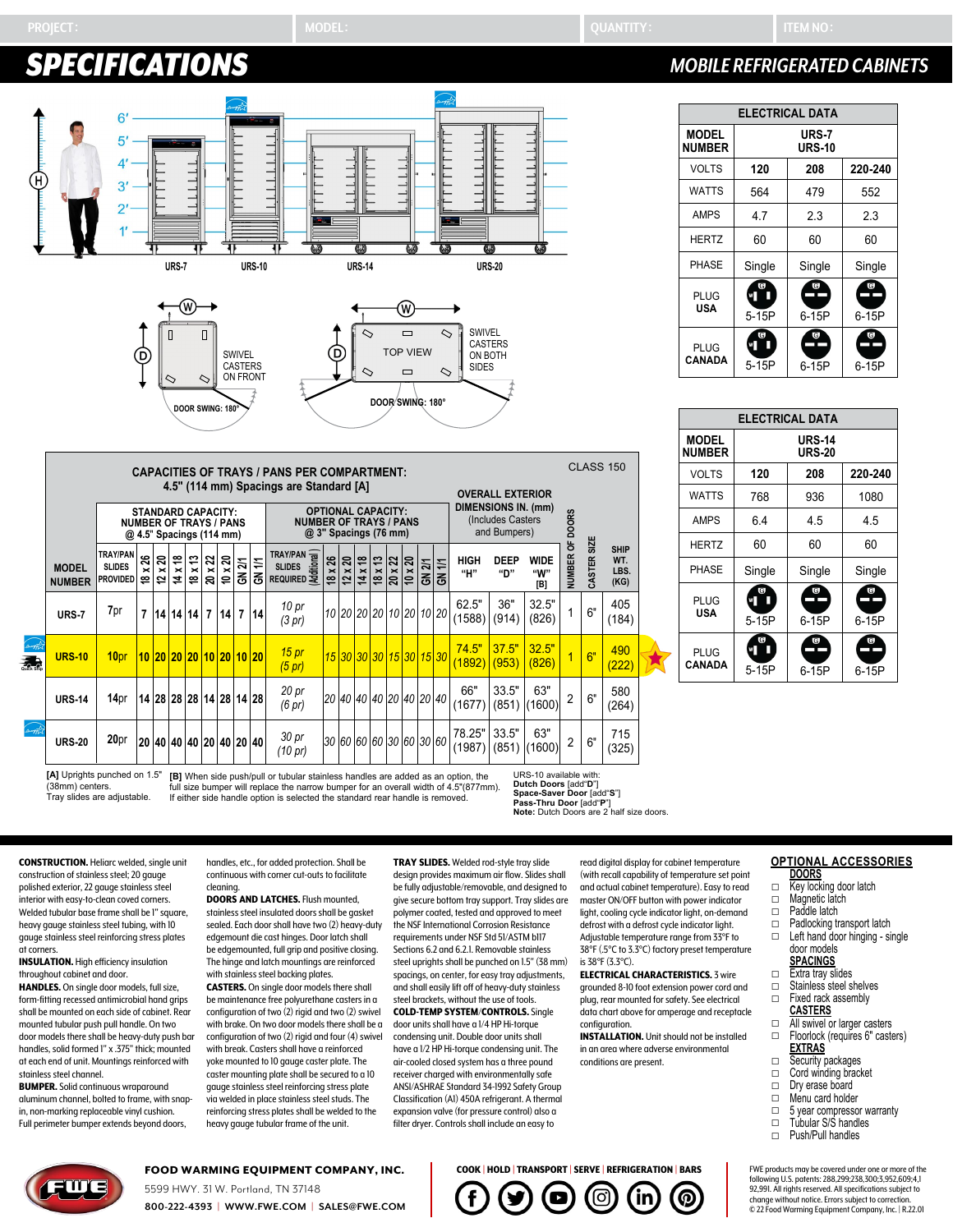PROJECT: MODEL: QUANTITY: ITEM NO:

# SPECIFICATIONS

## MOBILE REFRIGERATED CABINETS

H
6'
5'
4'
3'
2'
1'
URS-7 URS-10 URS-14 URS-20

W
D
SWIVEL CASTERS ON FRONT
DOOR SWING: 180°

W
D
TOP VIEW
SWIVEL CASTERS ON BOTH SIDES
DOOR SWING: 180°

### ELECTRICAL DATA

| MODEL NUMBER | URS-7 URS-10 | | |
|---|---|---|---|
| VOLTS | 120 | 208 | 220-240 |
| WATTS | 564 | 479 | 552 |
| AMPS | 4.7 | 2.3 | 2.3 |
| HERTZ | 60 | 60 | 60 |
| PHASE | Single | Single | Single |
| PLUG USA | 5-15P | 6-15P | 6-15P |
| PLUG CANADA | 5-15P | 6-15P | 6-15P |

### ELECTRICAL DATA

| MODEL NUMBER | URS-14 URS-20 | | |
|---|---|---|---|
| VOLTS | 120 | 208 | 220-240 |
| WATTS | 768 | 936 | 1080 |
| AMPS | 6.4 | 4.5 | 4.5 |
| HERTZ | 60 | 60 | 60 |
| PHASE | Single | Single | Single |
| PLUG USA | 5-15P | 6-15P | 6-15P |
| PLUG CANADA | 5-15P | 6-15P | 6-15P |

### CAPACITIES OF TRAYS / PANS PER COMPARTMENT: 4.5" (114 mm) Spacings are Standard [A]

CLASS 150

| MODEL NUMBER | STANDARD CAPACITY: NUMBER OF TRAYS / PANS @ 4.5" Spacings (114 mm) | | | | | | | | | OPTIONAL CAPACITY: NUMBER OF TRAYS / PANS @ 3" Spacings (76 mm) | | | | | | | | | OVERALL EXTERIOR DIMENSIONS IN. (mm) (Includes Casters and Bumpers) | | | NUMBER OF DOORS | CASTER SIZE | SHIP WT. LBS. (KG) |
|---|---|---|---|---|---|---|---|---|---|---|---|---|---|---|---|---|---|---|---|---|---|---|---|---|
| | TRAY/PAN SLIDES PROVIDED | 18 x 26 | 12 x 20 | 14 x 18 | 18 x 13 | 20 x 22 | 10 x 20 | GN 2/1 | GN 1/1 | TRAY/PAN SLIDES REQUIRED (Additional) | 18 x 26 | 12 x 20 | 14 x 18 | 18 x 13 | 20 x 22 | 10 x 20 | GN 2/1 | GN 1/1 | HIGH "H" | DEEP "D" | WIDE "W" [B] | | | |
| URS-7 | 7pr | 7 | 14 | 14 | 14 | 7 | 14 | 7 | 14 | 10 pr (3 pr) | 10 | 20 | 20 | 20 | 10 | 20 | 10 | 20 | 62.5" (1588) | 36" (914) | 32.5" (826) | 1 | 6" | 405 (184) |
| URS-10 | 10pr | 10 | 20 | 20 | 20 | 10 | 20 | 10 | 20 | 15 pr (5 pr) | 15 | 30 | 30 | 30 | 15 | 30 | 15 | 30 | 74.5" (1892) | 37.5" (953) | 32.5" (826) | 1 | 6" | 490 (222) |
| URS-14 | 14pr | 14 | 28 | 28 | 28 | 14 | 28 | 14 | 28 | 20 pr (6 pr) | 20 | 40 | 40 | 40 | 20 | 40 | 20 | 40 | 66" (1677) | 33.5" (851) | 63" (1600) | 2 | 6" | 580 (264) |
| URS-20 | 20pr | 20 | 40 | 40 | 40 | 20 | 40 | 20 | 40 | 30 pr (10 pr) | 30 | 60 | 60 | 60 | 30 | 60 | 30 | 60 | 78.25" (1987) | 33.5" (851) | 63" (1600) | 2 | 6" | 715 (325) |

**[A]** Uprights punched on 1.5" (38mm) centers. Tray slides are adjustable.

**[B]** When side push/pull or tubular stainless handles are added as an option, the full size bumper will replace the narrow bumper for an overall width of 4.5"(877mm). If either side handle option is selected the standard rear handle is removed.

URS-10 available with:
**Dutch Doors** [add"**D**"]
**Space-Saver Door** [add"**S**"]
**Pass-Thru Door** [add"**P**"]
**Note:** Dutch Doors are 2 half size doors.

**CONSTRUCTION.** Heliarc welded, single unit construction of stainless steel; 20 gauge polished exterior, 22 gauge stainless steel interior with easy-to-clean coved corners. Welded tubular base frame shall be 1" square, heavy gauge stainless steel tubing, with 10 gauge stainless steel reinforcing stress plates at corners.

**INSULATION.** High efficiency insulation throughout cabinet and door.

**HANDLES.** On single door models, full size, form-fitting recessed antimicrobial hand grips shall be mounted on each side of cabinet. Rear mounted tubular push pull handle. On two door models there shall be heavy-duty push bar handles, solid formed 1" x .375" thick; mounted at each end of unit. Mountings reinforced with stainless steel channel.

**BUMPER.** Solid continuous wraparound aluminum channel, bolted to frame, with snap-in, non-marking replaceable vinyl cushion. Full perimeter bumper extends beyond doors, handles, etc., for added protection. Shall be continuous with corner cut-outs to facilitate cleaning.

**DOORS AND LATCHES.** Flush mounted, stainless steel insulated doors shall be gasket sealed. Each door shall have two (2) heavy-duty edgemount die cast hinges. Door latch shall be edgemounted, full grip and positive closing. The hinge and latch mountings are reinforced with stainless steel backing plates.

**CASTERS.** On single door models there shall be maintenance free polyurethane casters in a configuration of two (2) rigid and two (2) swivel with brake. On two door models there shall be a configuration of two (2) rigid and four (4) swivel with break. Casters shall have a reinforced yoke mounted to 10 gauge caster plate. The caster mounting plate shall be secured to a 10 gauge stainless steel reinforcing stress plate via welded in place stainless steel studs. The reinforcing stress plates shall be welded to the heavy gauge tubular frame of the unit.

**TRAY SLIDES.** Welded rod-style tray slide design provides maximum air flow. Slides shall be fully adjustable/removable, and designed to give secure bottom tray support. Tray slides are polymer coated, tested and approved to meet the NSF International Corrosion Resistance requirements under NSF Std 51/ASTM b117 Sections 6.2 and 6.2.1. Removable stainless steel uprights shall be punched on 1.5" (38 mm) spacings, on center, for easy tray adjustments, and shall easily lift off of heavy-duty stainless steel brackets, without the use of tools.

**COLD-TEMP SYSTEM/CONTROLS.** Single door units shall have a 1/4 HP Hi-torque condensing unit. Double door units shall have a 1/2 HP Hi-torque condensing unit. The air-cooled closed system has a three pound receiver charged with environmentally safe ANSI/ASHRAE Standard 34-1992 Safety Group Classification (A1) 450A refrigerant. A thermal expansion valve (for pressure control) also a filter dryer. Controls shall include an easy to read digital display for cabinet temperature (with recall capability of temperature set point and actual cabinet temperature). Easy to read master ON/OFF button with power indicator light, cooling cycle indicator light, on-demand defrost with a defrost cycle indicator light. Adjustable temperature range from 33°F to 38°F (.5°C to 3.3°C) factory preset temperature is 38°F (3.3°C).

**ELECTRICAL CHARACTERISTICS.** 3 wire grounded 8-10 foot extension power cord and plug, rear mounted for safety. See electrical data chart above for amperage and receptacle configuration.

**INSTALLATION.** Unit should not be installed in an area where adverse environmental conditions are present.

## OPTIONAL ACCESSORIES

**DOORS**
- ☐ Key locking door latch
- ☐ Padlocking latch
- ☐ Paddle latch
- ☐ Padlocking transport latch
- ☐ Left hand door hinging - single door models

**SPACINGS**
- ☐ Extra tray slides
- ☐ Stainless steel shelves
- ☐ Fixed rack assembly

**CASTERS**
- ☐ All swivel or larger casters
- ☐ Floorlock (requires 6" casters)

**EXTRAS**
- ☐ Security packages
- ☐ Cord winding bracket
- ☐ Dry erase board
- ☐ Menu card holder
- ☐ 5 year compressor warranty
- ☐ Tubular S/S handles
- ☐ Push/Pull handles

**FOOD WARMING EQUIPMENT COMPANY, INC.**
5599 HWY. 31 W. Portland, TN 37148
800-222-4393 | WWW.FWE.COM | SALES@FWE.COM

COOK | HOLD | TRANSPORT | SERVE | REFRIGERATION | BARS

FWE products may be covered under one or more of the following U.S. patents: 288,299;238,300;3,952,609;4,192,991. All rights reserved. All specifications subject to change without notice. Errors subject to correction. © 22 Food Warming Equipment Company, Inc. | R.22.01